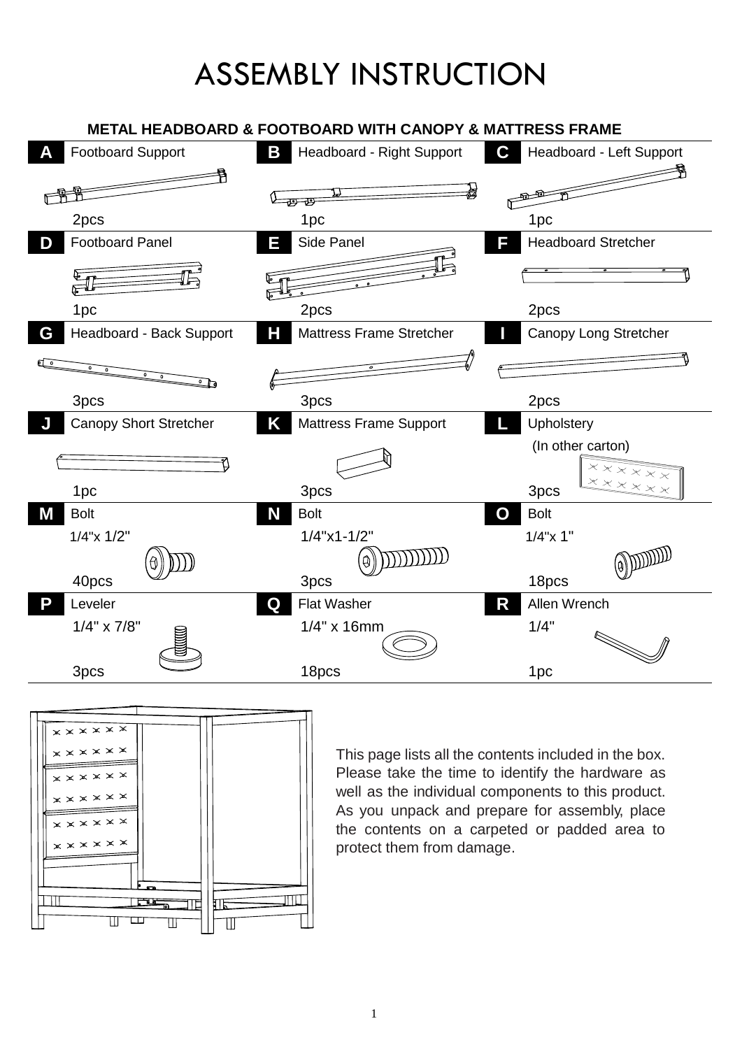# ASSEMBLY INSTRUCTION

## METAL HEADBOARD & FOOTBOARD WITH CANOPY & MATTRESS FRAME

| Part | Name | Size | Qty |
| --- | --- | --- | --- |
| A | Footboard Support | | 2pcs |
| B | Headboard - Right Support | | 1pc |
| C | Headboard - Left Support | | 1pc |
| D | Footboard Panel | | 1pc |
| E | Side Panel | | 2pcs |
| F | Headboard Stretcher | | 2pcs |
| G | Headboard - Back Support | | 3pcs |
| H | Mattress Frame Stretcher | | 3pcs |
| I | Canopy Long Stretcher | | 2pcs |
| J | Canopy Short Stretcher | | 1pc |
| K | Mattress Frame Support | | 3pcs |
| L | Upholstery (In other carton) | | 3pcs |
| M | Bolt | 1/4"x 1/2" | 40pcs |
| N | Bolt | 1/4"x1-1/2" | 3pcs |
| O | Bolt | 1/4"x 1" | 18pcs |
| P | Leveler | 1/4" x 7/8" | 3pcs |
| Q | Flat Washer | 1/4" x 16mm | 18pcs |
| R | Allen Wrench | 1/4" | 1pc |

This page lists all the contents included in the box. Please take the time to identify the hardware as well as the individual components to this product. As you unpack and prepare for assembly, place the contents on a carpeted or padded area to protect them from damage.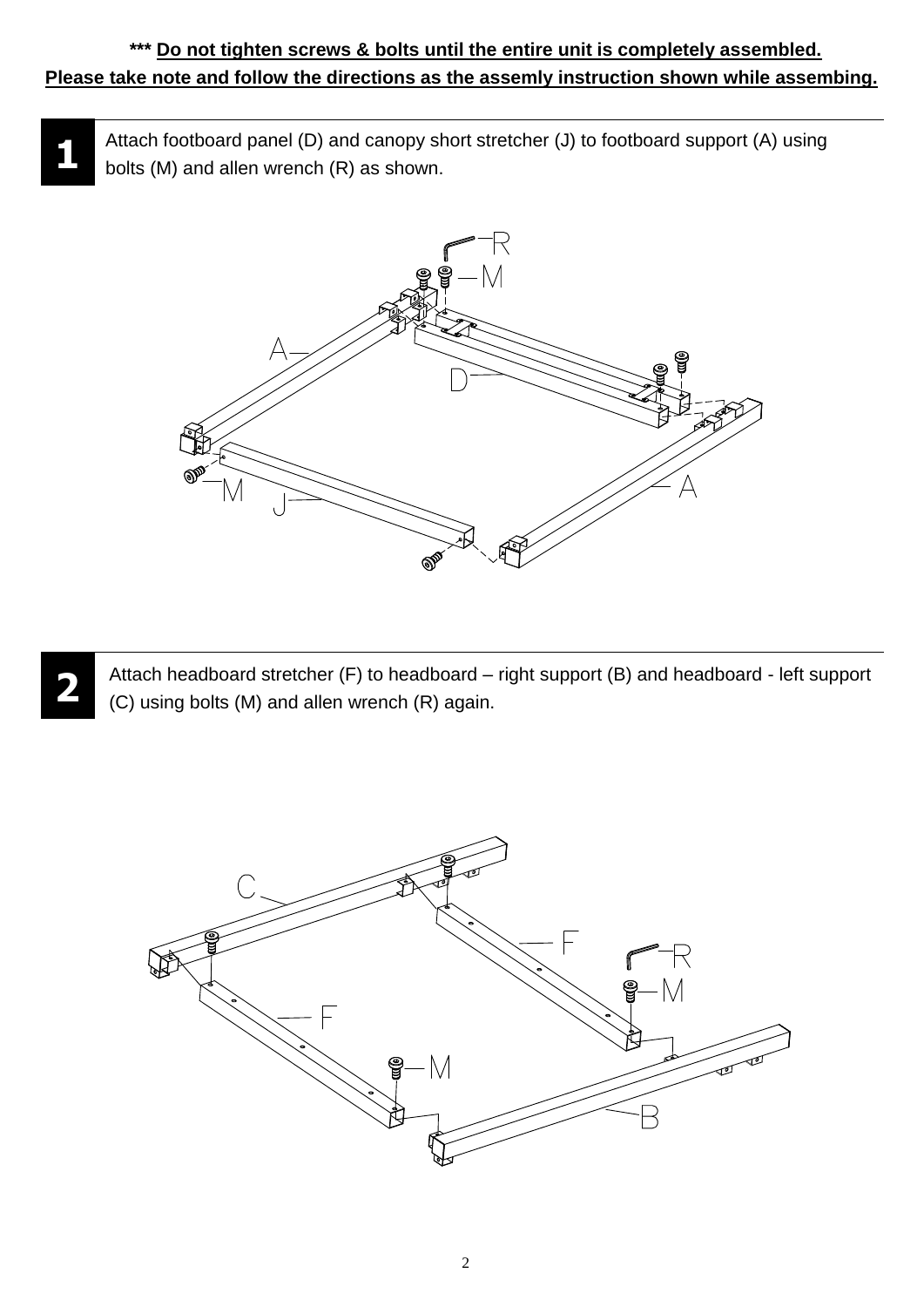**\*\*\* Do not tighten screws & bolts until the entire unit is completely assembled.**
**Please take note and follow the directions as the assemly instruction shown while assembing.**

**1** Attach footboard panel (D) and canopy short stretcher (J) to footboard support (A) using bolts (M) and allen wrench (R) as shown.

**2** Attach headboard stretcher (F) to headboard – right support (B) and headboard - left support (C) using bolts (M) and allen wrench (R) again.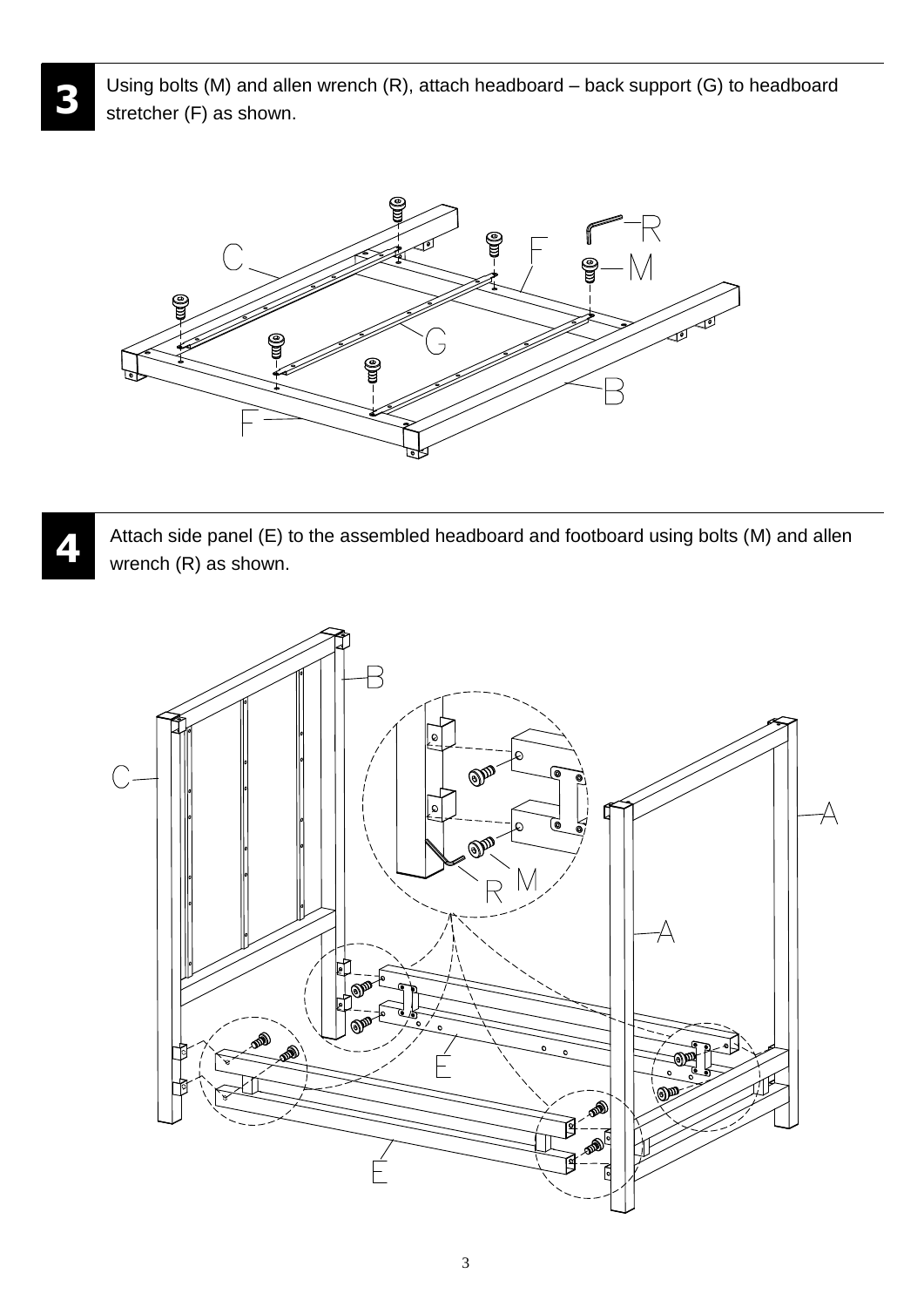**3** Using bolts (M) and allen wrench (R), attach headboard – back support (G) to headboard stretcher (F) as shown.

**4** Attach side panel (E) to the assembled headboard and footboard using bolts (M) and allen wrench (R) as shown.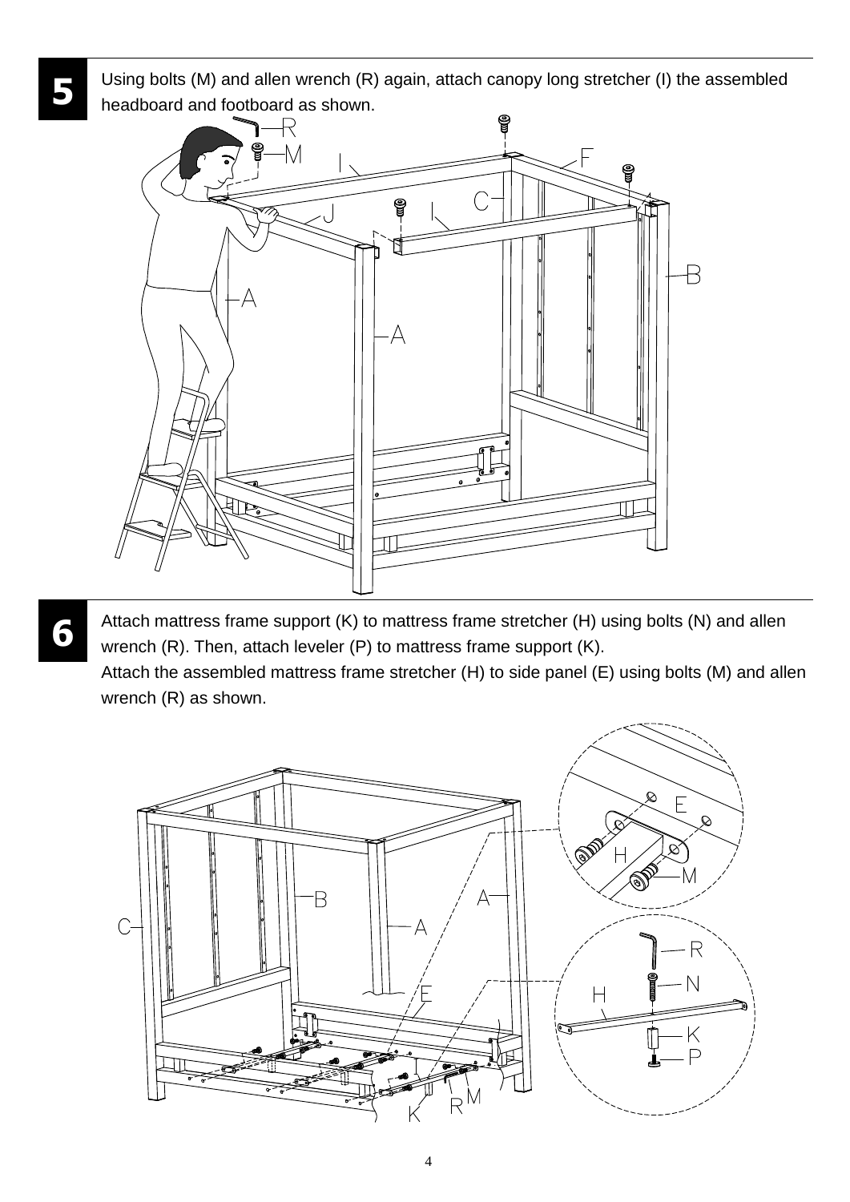**5** Using bolts (M) and allen wrench (R) again, attach canopy long stretcher (I) the assembled headboard and footboard as shown.

**6** Attach mattress frame support (K) to mattress frame stretcher (H) using bolts (N) and allen wrench (R). Then, attach leveler (P) to mattress frame support (K).
Attach the assembled mattress frame stretcher (H) to side panel (E) using bolts (M) and allen wrench (R) as shown.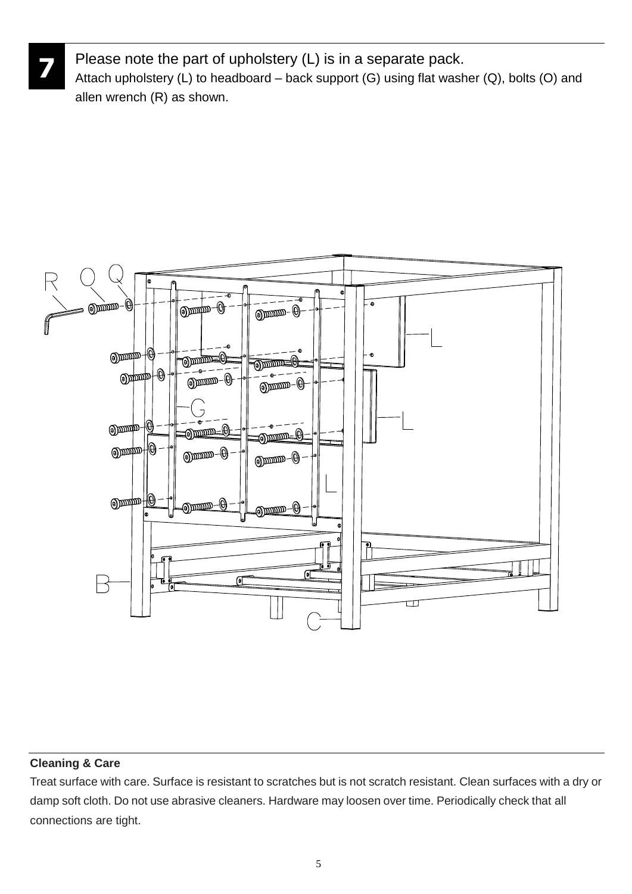**7**

Please note the part of upholstery (L) is in a separate pack.

Attach upholstery (L) to headboard – back support (G) using flat washer (Q), bolts (O) and allen wrench (R) as shown.

R O Q

L

G

L

L

B

C

**Cleaning & Care**

Treat surface with care. Surface is resistant to scratches but is not scratch resistant. Clean surfaces with a dry or damp soft cloth. Do not use abrasive cleaners. Hardware may loosen over time. Periodically check that all connections are tight.